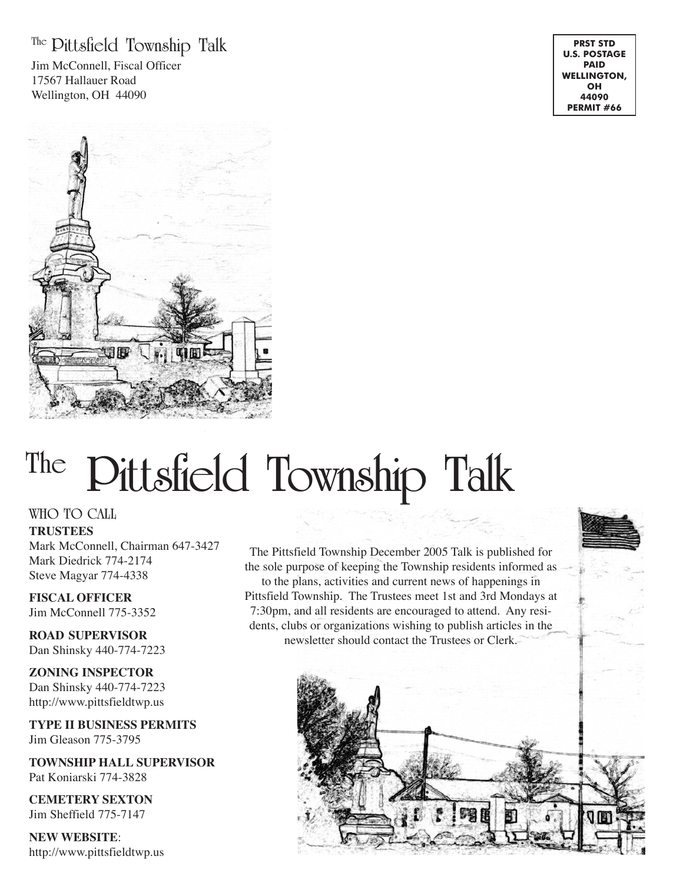The Pittsfield Township Talk

Jim McConnell, Fiscal Officer
17567 Hallauer Road
Wellington, OH 44090

PRST STD
U.S. POSTAGE
PAID
WELLINGTON, OH
44090
PERMIT #66

# The Pittsfield Township Talk

## WHO TO CALL

**TRUSTEES**
Mark McConnell, Chairman 647-3427
Mark Diedrick 774-2174
Steve Magyar 774-4338

**FISCAL OFFICER**
Jim McConnell 775-3352

**ROAD SUPERVISOR**
Dan Shinsky 440-774-7223

**ZONING INSPECTOR**
Dan Shinsky 440-774-7223
http://www.pittsfieldtwp.us

**TYPE II BUSINESS PERMITS**
Jim Gleason 775-3795

**TOWNSHIP HALL SUPERVISOR**
Pat Koniarski 774-3828

**CEMETERY SEXTON**
Jim Sheffield 775-7147

**NEW WEBSITE**:
http://www.pittsfieldtwp.us

The Pittsfield Township December 2005 Talk is published for the sole purpose of keeping the Township residents informed as to the plans, activities and current news of happenings in Pittsfield Township. The Trustees meet 1st and 3rd Mondays at 7:30pm, and all residents are encouraged to attend. Any residents, clubs or organizations wishing to publish articles in the newsletter should contact the Trustees or Clerk.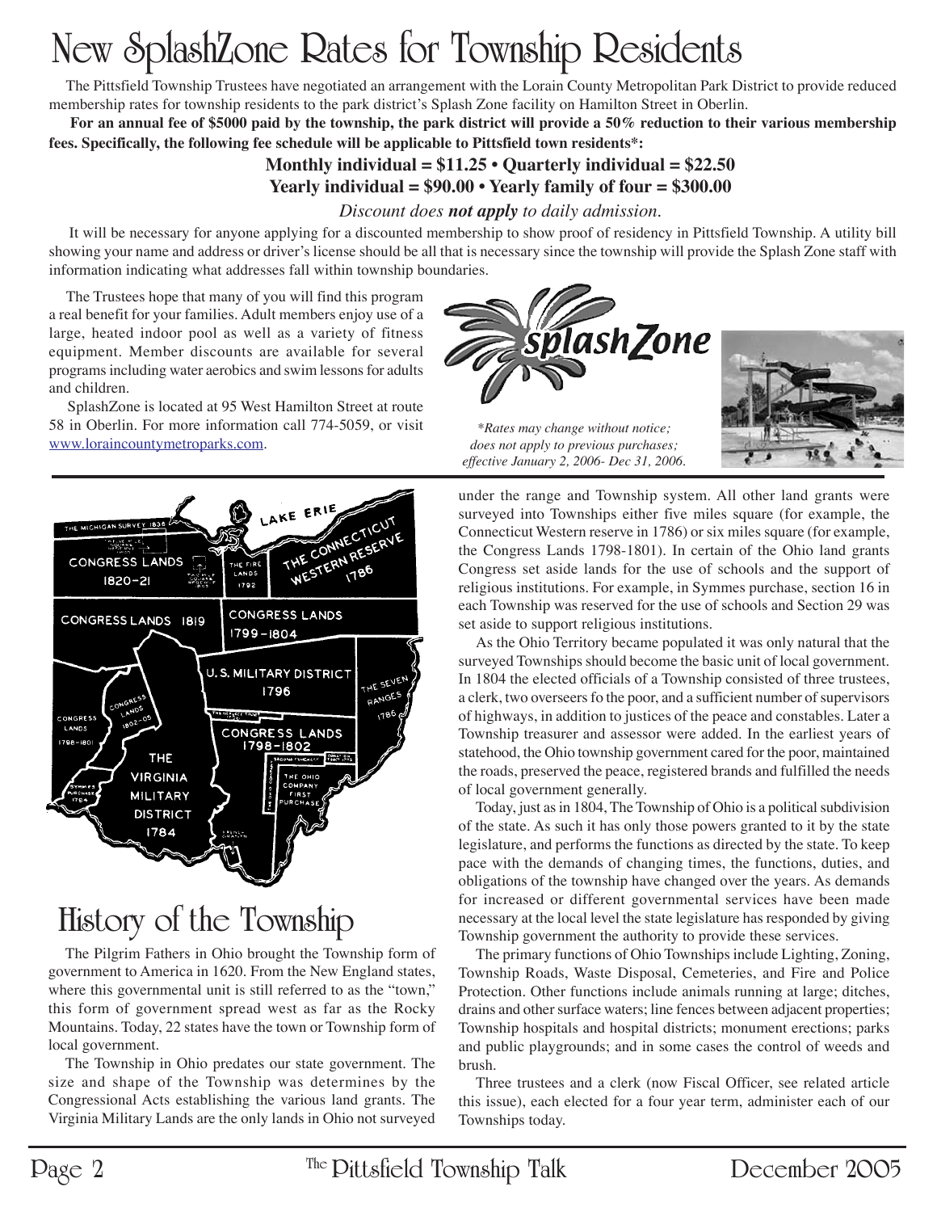# New SplashZone Rates for Township Residents

The Pittsfield Township Trustees have negotiated an arrangement with the Lorain County Metropolitan Park District to provide reduced membership rates for township residents to the park district's Splash Zone facility on Hamilton Street in Oberlin.

**For an annual fee of $5000 paid by the township, the park district will provide a 50% reduction to their various membership fees. Specifically, the following fee schedule will be applicable to Pittsfield town residents*:**

**Monthly individual = $11.25 • Quarterly individual = $22.50**

**Yearly individual = $90.00 • Yearly family of four = $300.00**

*Discount does **not apply** to daily admission.*

It will be necessary for anyone applying for a discounted membership to show proof of residency in Pittsfield Township. A utility bill showing your name and address or driver's license should be all that is necessary since the township will provide the Splash Zone staff with information indicating what addresses fall within township boundaries.

The Trustees hope that many of you will find this program a real benefit for your families. Adult members enjoy use of a large, heated indoor pool as well as a variety of fitness equipment. Member discounts are available for several programs including water aerobics and swim lessons for adults and children.

SplashZone is located at 95 West Hamilton Street at route 58 in Oberlin. For more information call 774-5059, or visit www.loraincountymetroparks.com.

*\*Rates may change without notice; does not apply to previous purchases; effective January 2, 2006- Dec 31, 2006.*

# History of the Township

The Pilgrim Fathers in Ohio brought the Township form of government to America in 1620. From the New England states, where this governmental unit is still referred to as the "town," this form of government spread west as far as the Rocky Mountains. Today, 22 states have the town or Township form of local government.

The Township in Ohio predates our state government. The size and shape of the Township was determines by the Congressional Acts establishing the various land grants. The Virginia Military Lands are the only lands in Ohio not surveyed under the range and Township system. All other land grants were surveyed into Townships either five miles square (for example, the Connecticut Western reserve in 1786) or six miles square (for example, the Congress Lands 1798-1801). In certain of the Ohio land grants Congress set aside lands for the use of schools and the support of religious institutions. For example, in Symmes purchase, section 16 in each Township was reserved for the use of schools and Section 29 was set aside to support religious institutions.

As the Ohio Territory became populated it was only natural that the surveyed Townships should become the basic unit of local government. In 1804 the elected officials of a Township consisted of three trustees, a clerk, two overseers fo the poor, and a sufficient number of supervisors of highways, in addition to justices of the peace and constables. Later a Township treasurer and assessor were added. In the earliest years of statehood, the Ohio township government cared for the poor, maintained the roads, preserved the peace, registered brands and fulfilled the needs of local government generally.

Today, just as in 1804, The Township of Ohio is a political subdivision of the state. As such it has only those powers granted to it by the state legislature, and performs the functions as directed by the state. To keep pace with the demands of changing times, the functions, duties, and obligations of the township have changed over the years. As demands for increased or different governmental services have been made necessary at the local level the state legislature has responded by giving Township government the authority to provide these services.

The primary functions of Ohio Townships include Lighting, Zoning, Township Roads, Waste Disposal, Cemeteries, and Fire and Police Protection. Other functions include animals running at large; ditches, drains and other surface waters; line fences between adjacent properties; Township hospitals and hospital districts; monument erections; parks and public playgrounds; and in some cases the control of weeds and brush.

Three trustees and a clerk (now Fiscal Officer, see related article this issue), each elected for a four year term, administer each of our Townships today.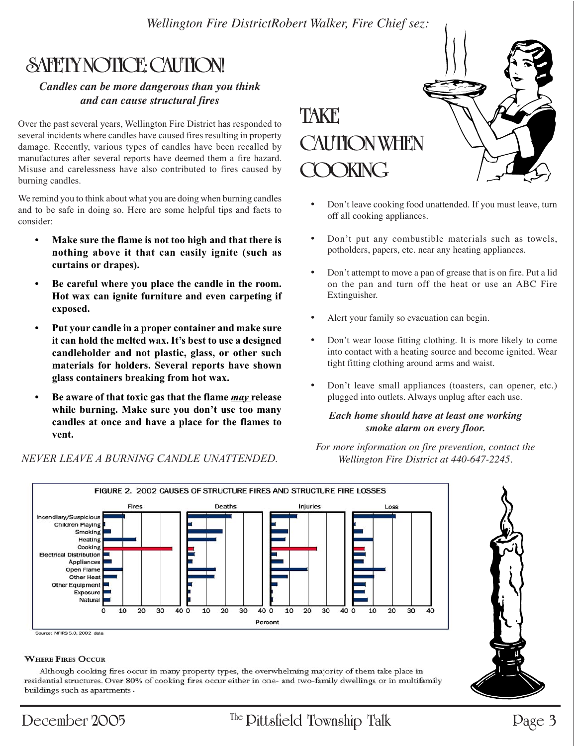*Wellington Fire DistrictRobert Walker, Fire Chief sez:*

# SAFETY NOTICE: CAUTION!

***Candles can be more dangerous than you think and can cause structural fires***

Over the past several years, Wellington Fire District has responded to several incidents where candles have caused fires resulting in property damage. Recently, various types of candles have been recalled by manufactures after several reports have deemed them a fire hazard. Misuse and carelessness have also contributed to fires caused by burning candles.

We remind you to think about what you are doing when burning candles and to be safe in doing so. Here are some helpful tips and facts to consider:

- **Make sure the flame is not too high and that there is nothing above it that can easily ignite (such as curtains or drapes).**
- **Be careful where you place the candle in the room. Hot wax can ignite furniture and even carpeting if exposed.**
- **Put your candle in a proper container and make sure it can hold the melted wax. It's best to use a designed candleholder and not plastic, glass, or other such materials for holders. Several reports have shown glass containers breaking from hot wax.**
- **Be aware of that toxic gas that the flame *may* release while burning. Make sure you don't use too many candles at once and have a place for the flames to vent.**

*NEVER LEAVE A BURNING CANDLE UNATTENDED.*

# TAKE CAUTION WHEN COOKING

- Don't leave cooking food unattended. If you must leave, turn off all cooking appliances.
- Don't put any combustible materials such as towels, potholders, papers, etc. near any heating appliances.
- Don't attempt to move a pan of grease that is on fire. Put a lid on the pan and turn off the heat or use an ABC Fire Extinguisher.
- Alert your family so evacuation can begin.
- Don't wear loose fitting clothing. It is more likely to come into contact with a heating source and become ignited. Wear tight fitting clothing around arms and waist.
- Don't leave small appliances (toasters, can opener, etc.) plugged into outlets. Always unplug after each use.

***Each home should have at least one working smoke alarm on every floor.***

*For more information on fire prevention, contact the Wellington Fire District at 440-647-2245.*

FIGURE 2. 2002 CAUSES OF STRUCTURE FIRES AND STRUCTURE FIRE LOSSES

Source: NFIRS 5.0, 2002 data

### Where Fires Occur

Although cooking fires occur in many property types, the overwhelming majority of them take place in residential structures. Over 80% of cooking fires occur either in one- and two-family dwellings or in multifamily buildings such as apartments .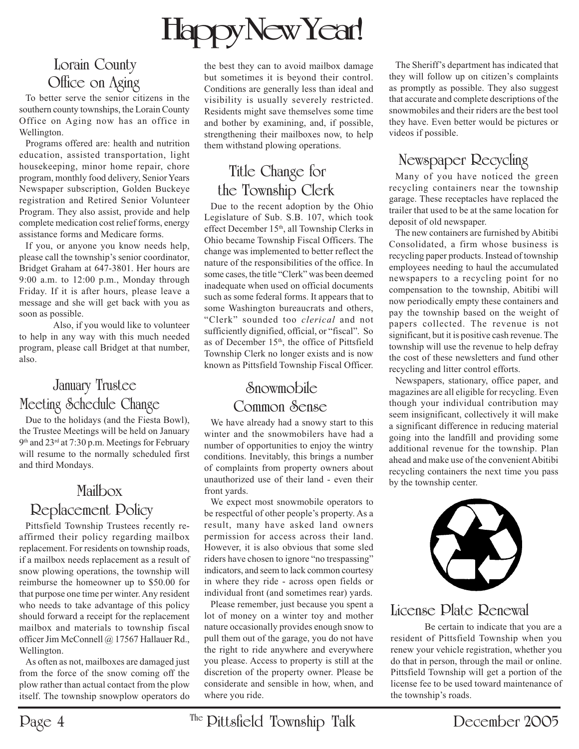# Happy New Year!

## Lorain County Office on Aging

To better serve the senior citizens in the southern county townships, the Lorain County Office on Aging now has an office in Wellington.

Programs offered are: health and nutrition education, assisted transportation, light housekeeping, minor home repair, chore program, monthly food delivery, Senior Years Newspaper subscription, Golden Buckeye registration and Retired Senior Volunteer Program. They also assist, provide and help complete medication cost relief forms, energy assistance forms and Medicare forms.

If you, or anyone you know needs help, please call the township's senior coordinator, Bridget Graham at 647-3801. Her hours are 9:00 a.m. to 12:00 p.m., Monday through Friday. If it is after hours, please leave a message and she will get back with you as soon as possible.

Also, if you would like to volunteer to help in any way with this much needed program, please call Bridget at that number, also.

## January Trustee Meeting Schedule Change

Due to the holidays (and the Fiesta Bowl), the Trustee Meetings will be held on January 9th and 23rd at 7:30 p.m. Meetings for February will resume to the normally scheduled first and third Mondays.

## Mailbox Replacement Policy

Pittsfield Township Trustees recently re-affirmed their policy regarding mailbox replacement. For residents on township roads, if a mailbox needs replacement as a result of snow plowing operations, the township will reimburse the homeowner up to $50.00 for that purpose one time per winter. Any resident who needs to take advantage of this policy should forward a receipt for the replacement mailbox and materials to township fiscal officer Jim McConnell @ 17567 Hallauer Rd., Wellington.

As often as not, mailboxes are damaged just from the force of the snow coming off the plow rather than actual contact from the plow itself. The township snowplow operators do the best they can to avoid mailbox damage but sometimes it is beyond their control. Conditions are generally less than ideal and visibility is usually severely restricted. Residents might save themselves some time and bother by examining, and, if possible, strengthening their mailboxes now, to help them withstand plowing operations.

## Title Change for the Township Clerk

Due to the recent adoption by the Ohio Legislature of Sub. S.B. 107, which took effect December 15th, all Township Clerks in Ohio became Township Fiscal Officers. The change was implemented to better reflect the nature of the responsibilities of the office. In some cases, the title "Clerk" was been deemed inadequate when used on official documents such as some federal forms. It appears that to some Washington bureaucrats and others, "Clerk" sounded too *clerical* and not sufficiently dignified, official, or "fiscal". So as of December 15th, the office of Pittsfield Township Clerk no longer exists and is now known as Pittsfield Township Fiscal Officer.

## Snowmobile Common Sense

We have already had a snowy start to this winter and the snowmobilers have had a number of opportunities to enjoy the wintry conditions. Inevitably, this brings a number of complaints from property owners about unauthorized use of their land - even their front yards.

We expect most snowmobile operators to be respectful of other people's property. As a result, many have asked land owners permission for access across their land. However, it is also obvious that some sled riders have chosen to ignore "no trespassing" indicators, and seem to lack common courtesy in where they ride - across open fields or individual front (and sometimes rear) yards.

Please remember, just because you spent a lot of money on a winter toy and mother nature occasionally provides enough snow to pull them out of the garage, you do not have the right to ride anywhere and everywhere you please. Access to property is still at the discretion of the property owner. Please be considerate and sensible in how, when, and where you ride.

The Sheriff's department has indicated that they will follow up on citizen's complaints as promptly as possible. They also suggest that accurate and complete descriptions of the snowmobiles and their riders are the best tool they have. Even better would be pictures or videos if possible.

## Newspaper Recycling

Many of you have noticed the green recycling containers near the township garage. These receptacles have replaced the trailer that used to be at the same location for deposit of old newspaper.

The new containers are furnished by Abitibi Consolidated, a firm whose business is recycling paper products. Instead of township employees needing to haul the accumulated newspapers to a recycling point for no compensation to the township, Abitibi will now periodically empty these containers and pay the township based on the weight of papers collected. The revenue is not significant, but it is positive cash revenue. The township will use the revenue to help defray the cost of these newsletters and fund other recycling and litter control efforts.

Newspapers, stationary, office paper, and magazines are all eligible for recycling. Even though your individual contribution may seem insignificant, collectively it will make a significant difference in reducing material going into the landfill and providing some additional revenue for the township. Plan ahead and make use of the convenient Abitibi recycling containers the next time you pass by the township center.

## License Plate Renewal

Be certain to indicate that you are a resident of Pittsfield Township when you renew your vehicle registration, whether you do that in person, through the mail or online. Pittsfield Township will get a portion of the license fee to be used toward maintenance of the township's roads.